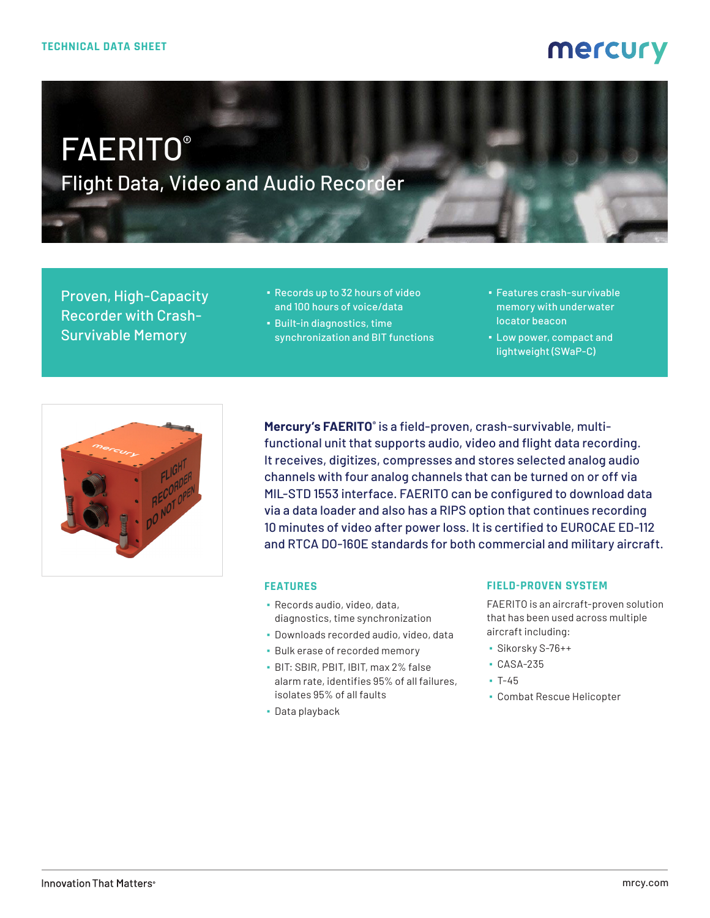TECHNICAL DATA SHEET

mercury

# FAERITO®

## Flight Data, Video and Audio Recorder

### Proven, High-Capacity Recorder with Crash-Survivable Memory

- Records up to 32 hours of video and 100 hours of voice/data
- Built-in diagnostics, time synchronization and BIT functions
- Features crash-survivable memory with underwater locator beacon
- Low power, compact and lightweight (SWaP-C)

**Mercury's FAERITO®** is a field-proven, crash-survivable, multi-functional unit that supports audio, video and flight data recording. It receives, digitizes, compresses and stores selected analog audio channels with four analog channels that can be turned on or off via MIL-STD 1553 interface. FAERITO can be configured to download data via a data loader and also has a RIPS option that continues recording 10 minutes of video after power loss. It is certified to EUROCAE ED-112 and RTCA DO-160E standards for both commercial and military aircraft.

### FEATURES

- Records audio, video, data, diagnostics, time synchronization
- Downloads recorded audio, video, data
- Bulk erase of recorded memory
- BIT: SBIR, PBIT, IBIT, max 2% false alarm rate, identifies 95% of all failures, isolates 95% of all faults
- Data playback

### FIELD-PROVEN SYSTEM

FAERITO is an aircraft-proven solution that has been used across multiple aircraft including:

- Sikorsky S-76++
- CASA-235
- T-45
- Combat Rescue Helicopter

Innovation That Matters®

mrcy.com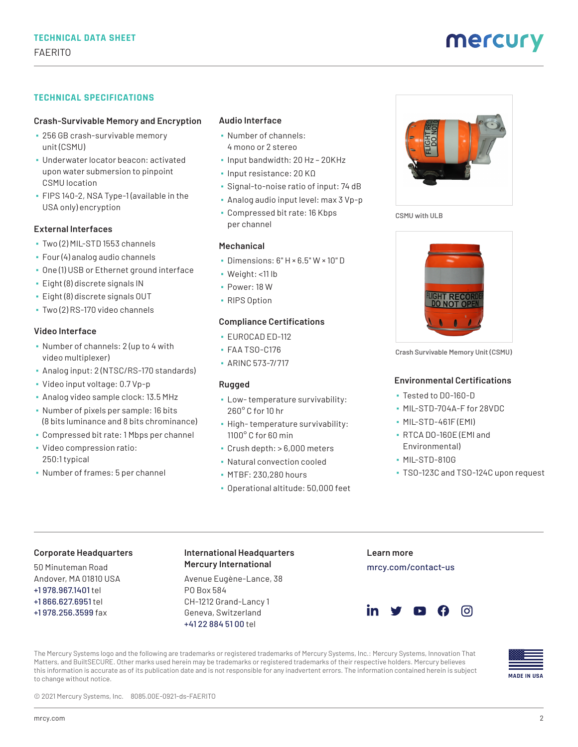## TECHNICAL SPECIFICATIONS

### Crash-Survivable Memory and Encryption

- 256 GB crash-survivable memory unit (CSMU)
- Underwater locator beacon: activated upon water submersion to pinpoint CSMU location
- FIPS 140-2, NSA Type-1 (available in the USA only) encryption

### External Interfaces

- Two (2) MIL-STD 1553 channels
- Four (4) analog audio channels
- One (1) USB or Ethernet ground interface
- Eight (8) discrete signals IN
- Eight (8) discrete signals OUT
- Two (2) RS-170 video channels

### Video Interface

- Number of channels: 2 (up to 4 with video multiplexer)
- Analog input: 2 (NTSC/RS-170 standards)
- Video input voltage: 0.7 Vp-p
- Analog video sample clock: 13.5 MHz
- Number of pixels per sample: 16 bits (8 bits luminance and 8 bits chrominance)
- Compressed bit rate: 1 Mbps per channel
- Video compression ratio: 250:1 typical
- Number of frames: 5 per channel

### Audio Interface

- Number of channels: 4 mono or 2 stereo
- Input bandwidth: 20 Hz – 20KHz
- Input resistance: 20 KΩ
- Signal-to-noise ratio of input: 74 dB
- Analog audio input level: max 3 Vp-p
- Compressed bit rate: 16 Kbps per channel

### Mechanical

- Dimensions: 6" H × 6.5" W × 10" D
- Weight: <11 lb
- Power: 18 W
- RIPS Option

### Compliance Certifications

- EUROCAD ED-112
- FAA TSO-C176
- ARINC 573-7/717

### Rugged

- Low- temperature survivability: 260° C for 10 hr
- High- temperature survivability: 1100° C for 60 min
- Crush depth: > 6,000 meters
- Natural convection cooled
- MTBF: 230,280 hours
- Operational altitude: 50,000 feet

CSMU with ULB

Crash Survivable Memory Unit (CSMU)

### Environmental Certifications

- Tested to DO-160-D
- MIL-STD-704A-F for 28VDC
- MIL-STD-461F (EMI)
- RTCA DO-160E (EMI and Environmental)
- MIL-STD-810G
- TSO-123C and TSO-124C upon request

---

**Corporate Headquarters**
50 Minuteman Road
Andover, MA 01810 USA
+1 978.967.1401 tel
+1 866.627.6951 tel
+1 978.256.3599 fax

**International Headquarters**
**Mercury International**
Avenue Eugène-Lance, 38
PO Box 584
CH-1212 Grand-Lancy 1
Geneva, Switzerland
+41 22 884 51 00 tel

**Learn more**
mrcy.com/contact-us

The Mercury Systems logo and the following are trademarks or registered trademarks of Mercury Systems, Inc.: Mercury Systems, Innovation That Matters, and BuiltSECURE. Other marks used herein may be trademarks or registered trademarks of their respective holders. Mercury believes this information is accurate as of its publication date and is not responsible for any inadvertent errors. The information contained herein is subject to change without notice.

MADE IN USA

© 2021 Mercury Systems, Inc. 8085.00E-0921-ds-FAERITO